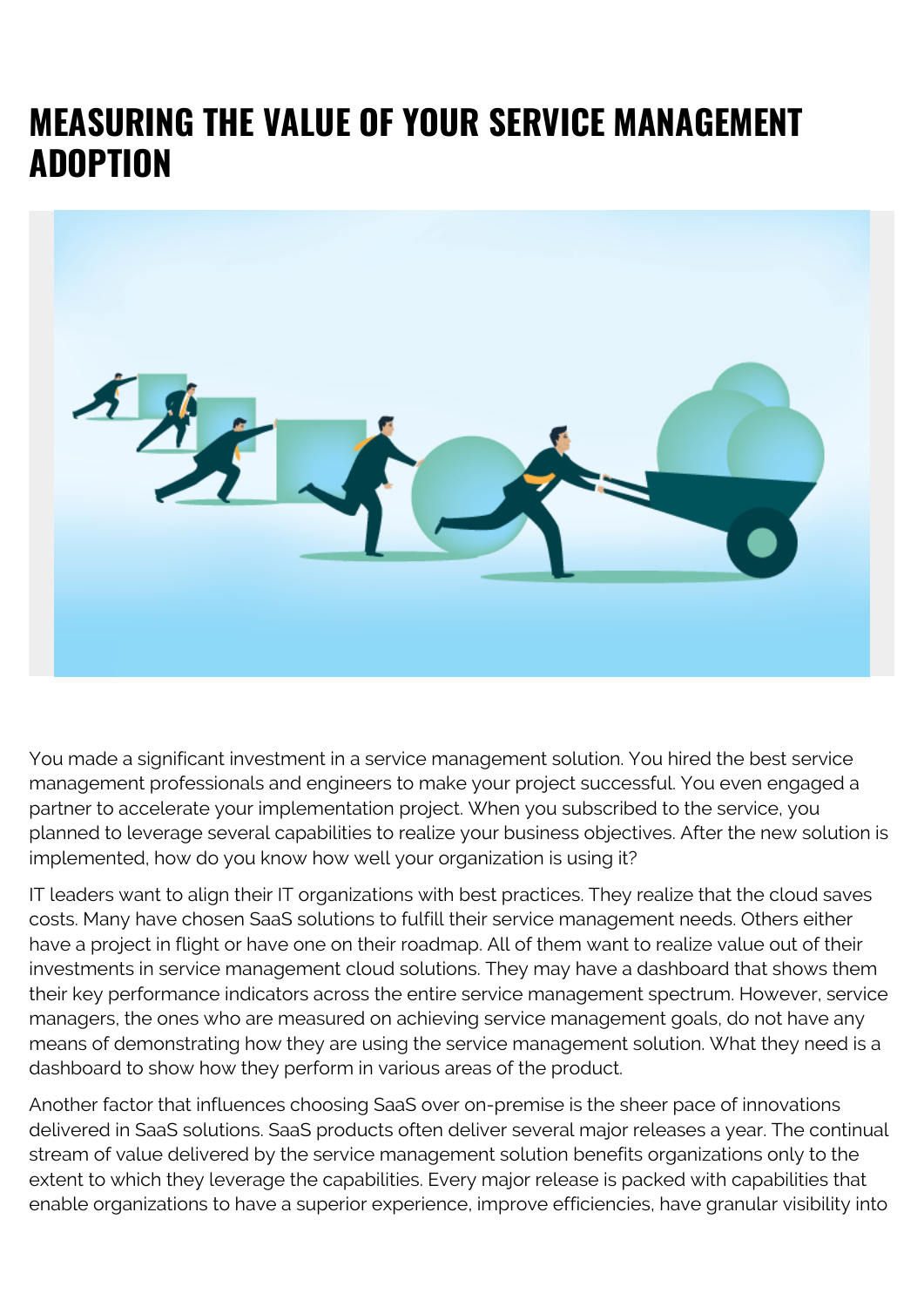# MEASURING THE VALUE OF YOUR SERVICE MANAGEMENT ADOPTION

You made a significant investment in a service management solution. You hired the best service management professionals and engineers to make your project successful. You even engaged a partner to accelerate your implementation project. When you subscribed to the service, you planned to leverage several capabilities to realize your business objectives. After the new solution is implemented, how do you know how well your organization is using it?

IT leaders want to align their IT organizations with best practices. They realize that the cloud saves costs. Many have chosen SaaS solutions to fulfill their service management needs. Others either have a project in flight or have one on their roadmap. All of them want to realize value out of their investments in service management cloud solutions. They may have a dashboard that shows them their key performance indicators across the entire service management spectrum. However, service managers, the ones who are measured on achieving service management goals, do not have any means of demonstrating how they are using the service management solution. What they need is a dashboard to show how they perform in various areas of the product.

Another factor that influences choosing SaaS over on-premise is the sheer pace of innovations delivered in SaaS solutions. SaaS products often deliver several major releases a year. The continual stream of value delivered by the service management solution benefits organizations only to the extent to which they leverage the capabilities. Every major release is packed with capabilities that enable organizations to have a superior experience, improve efficiencies, have granular visibility into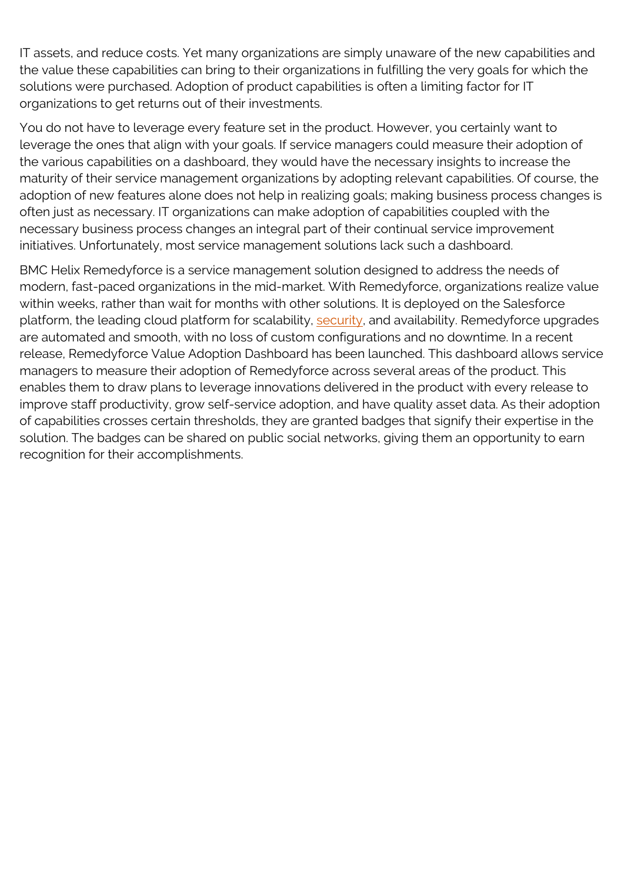IT assets, and reduce costs. Yet many organizations are simply unaware of the new capabilities and the value these capabilities can bring to their organizations in fulfilling the very goals for which the solutions were purchased. Adoption of product capabilities is often a limiting factor for IT organizations to get returns out of their investments.

You do not have to leverage every feature set in the product. However, you certainly want to leverage the ones that align with your goals. If service managers could measure their adoption of the various capabilities on a dashboard, they would have the necessary insights to increase the maturity of their service management organizations by adopting relevant capabilities. Of course, the adoption of new features alone does not help in realizing goals; making business process changes is often just as necessary. IT organizations can make adoption of capabilities coupled with the necessary business process changes an integral part of their continual service improvement initiatives. Unfortunately, most service management solutions lack such a dashboard.

BMC Helix Remedyforce is a service management solution designed to address the needs of modern, fast-paced organizations in the mid-market. With Remedyforce, organizations realize value within weeks, rather than wait for months with other solutions. It is deployed on the Salesforce platform, the leading cloud platform for scalability, security, and availability. Remedyforce upgrades are automated and smooth, with no loss of custom configurations and no downtime. In a recent release, Remedyforce Value Adoption Dashboard has been launched. This dashboard allows service managers to measure their adoption of Remedyforce across several areas of the product. This enables them to draw plans to leverage innovations delivered in the product with every release to improve staff productivity, grow self-service adoption, and have quality asset data. As their adoption of capabilities crosses certain thresholds, they are granted badges that signify their expertise in the solution. The badges can be shared on public social networks, giving them an opportunity to earn recognition for their accomplishments.